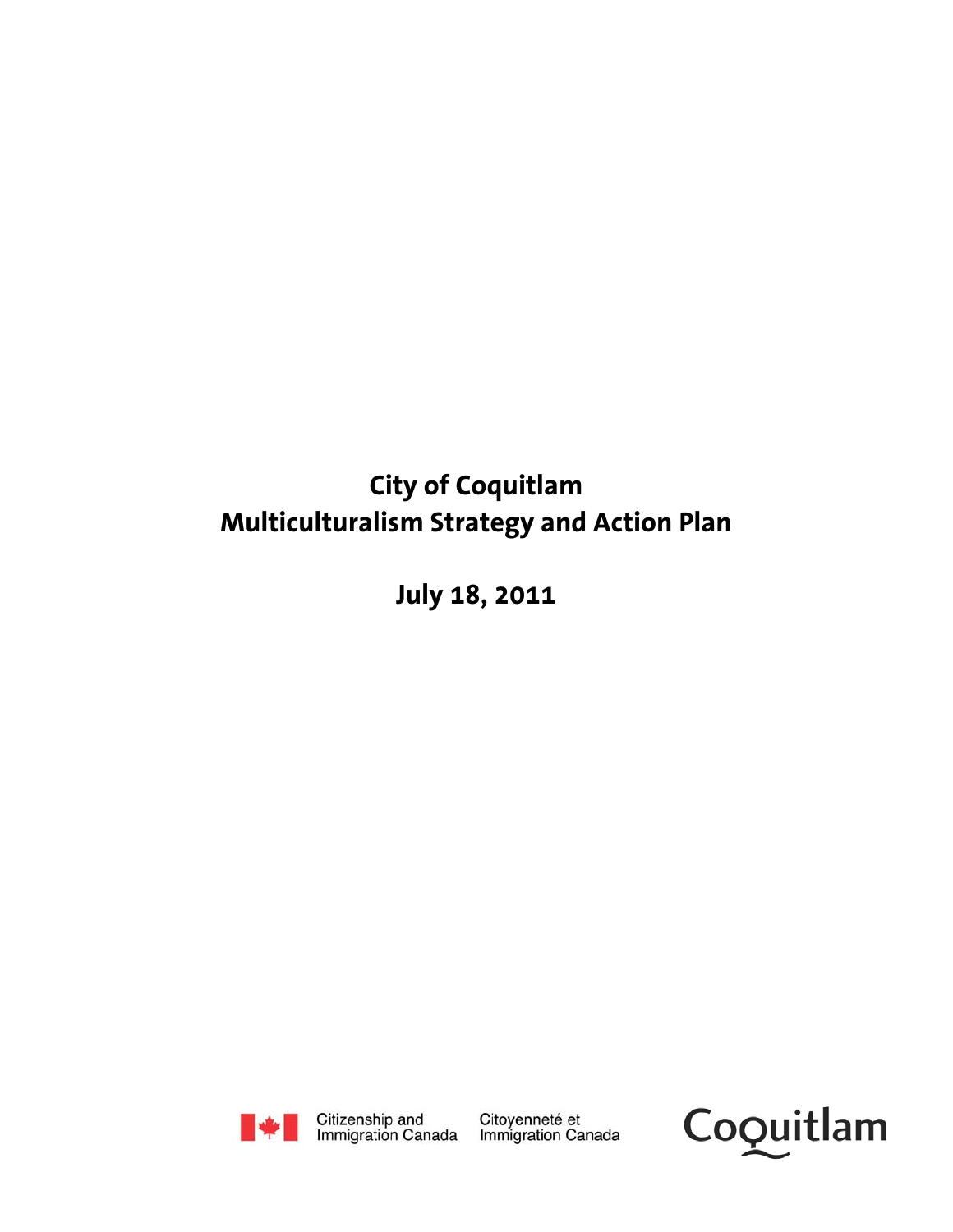# City of Coquitlam
# Multiculturalism Strategy and Action Plan

## July 18, 2011

Citizenship and Immigration Canada    Citoyenneté et Immigration Canada

Coquitlam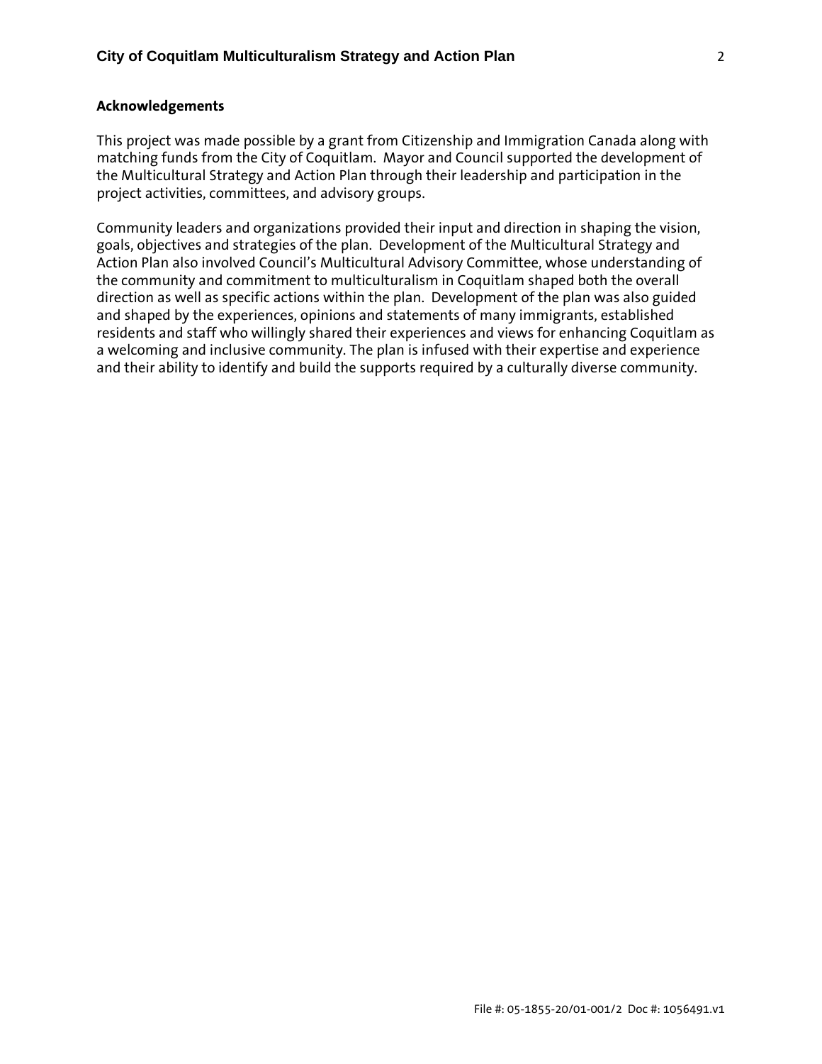## Acknowledgements

This project was made possible by a grant from Citizenship and Immigration Canada along with matching funds from the City of Coquitlam. Mayor and Council supported the development of the Multicultural Strategy and Action Plan through their leadership and participation in the project activities, committees, and advisory groups.

Community leaders and organizations provided their input and direction in shaping the vision, goals, objectives and strategies of the plan. Development of the Multicultural Strategy and Action Plan also involved Council's Multicultural Advisory Committee, whose understanding of the community and commitment to multiculturalism in Coquitlam shaped both the overall direction as well as specific actions within the plan. Development of the plan was also guided and shaped by the experiences, opinions and statements of many immigrants, established residents and staff who willingly shared their experiences and views for enhancing Coquitlam as a welcoming and inclusive community. The plan is infused with their expertise and experience and their ability to identify and build the supports required by a culturally diverse community.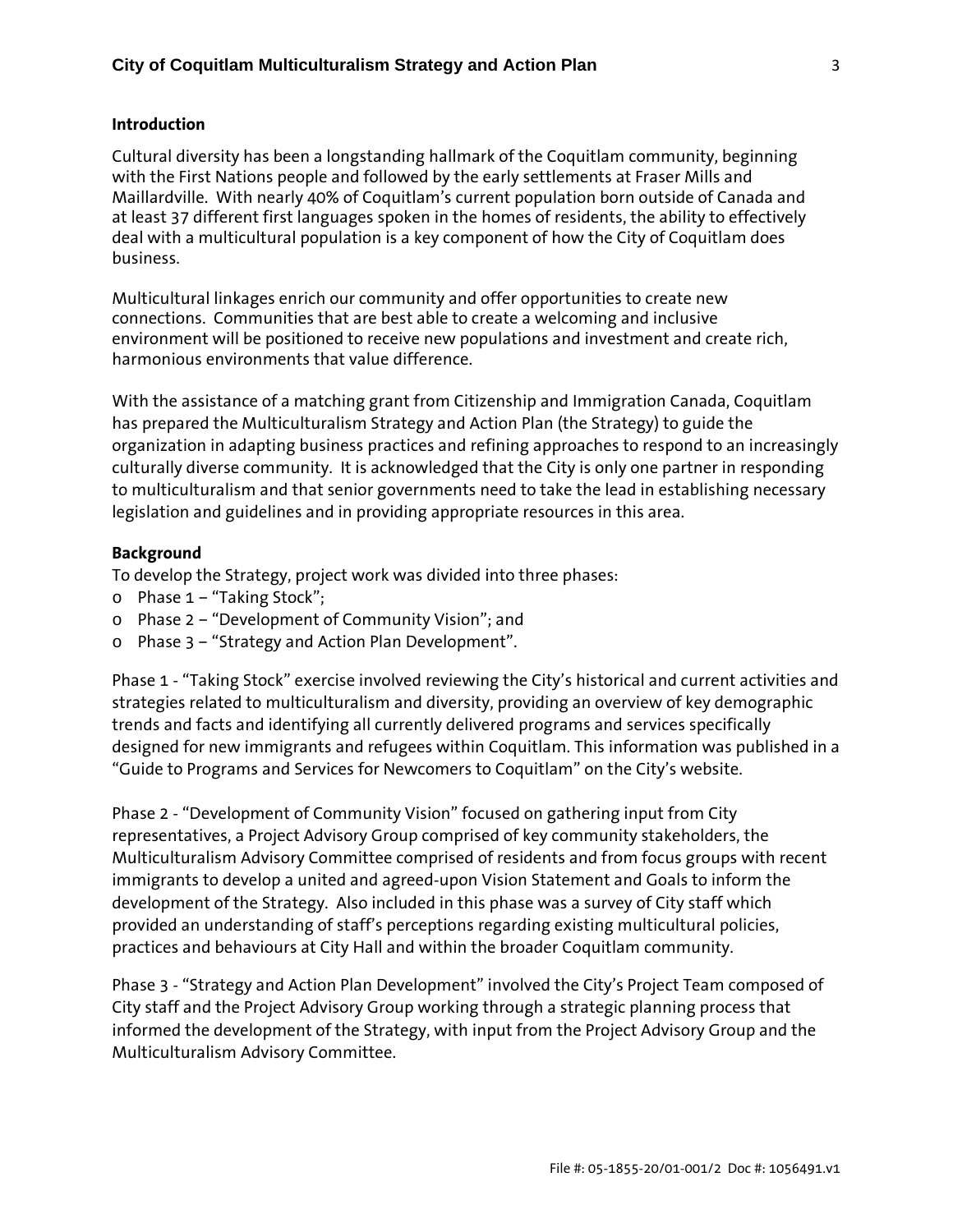## Introduction

Cultural diversity has been a longstanding hallmark of the Coquitlam community, beginning with the First Nations people and followed by the early settlements at Fraser Mills and Maillardville. With nearly 40% of Coquitlam's current population born outside of Canada and at least 37 different first languages spoken in the homes of residents, the ability to effectively deal with a multicultural population is a key component of how the City of Coquitlam does business.

Multicultural linkages enrich our community and offer opportunities to create new connections. Communities that are best able to create a welcoming and inclusive environment will be positioned to receive new populations and investment and create rich, harmonious environments that value difference.

With the assistance of a matching grant from Citizenship and Immigration Canada, Coquitlam has prepared the Multiculturalism Strategy and Action Plan (the Strategy) to guide the organization in adapting business practices and refining approaches to respond to an increasingly culturally diverse community. It is acknowledged that the City is only one partner in responding to multiculturalism and that senior governments need to take the lead in establishing necessary legislation and guidelines and in providing appropriate resources in this area.

## Background

To develop the Strategy, project work was divided into three phases:

- Phase 1 – "Taking Stock";
- Phase 2 – "Development of Community Vision"; and
- Phase 3 – "Strategy and Action Plan Development".

Phase 1 - "Taking Stock" exercise involved reviewing the City's historical and current activities and strategies related to multiculturalism and diversity, providing an overview of key demographic trends and facts and identifying all currently delivered programs and services specifically designed for new immigrants and refugees within Coquitlam. This information was published in a "Guide to Programs and Services for Newcomers to Coquitlam" on the City's website.

Phase 2 - "Development of Community Vision" focused on gathering input from City representatives, a Project Advisory Group comprised of key community stakeholders, the Multiculturalism Advisory Committee comprised of residents and from focus groups with recent immigrants to develop a united and agreed-upon Vision Statement and Goals to inform the development of the Strategy. Also included in this phase was a survey of City staff which provided an understanding of staff's perceptions regarding existing multicultural policies, practices and behaviours at City Hall and within the broader Coquitlam community.

Phase 3 - "Strategy and Action Plan Development" involved the City's Project Team composed of City staff and the Project Advisory Group working through a strategic planning process that informed the development of the Strategy, with input from the Project Advisory Group and the Multiculturalism Advisory Committee.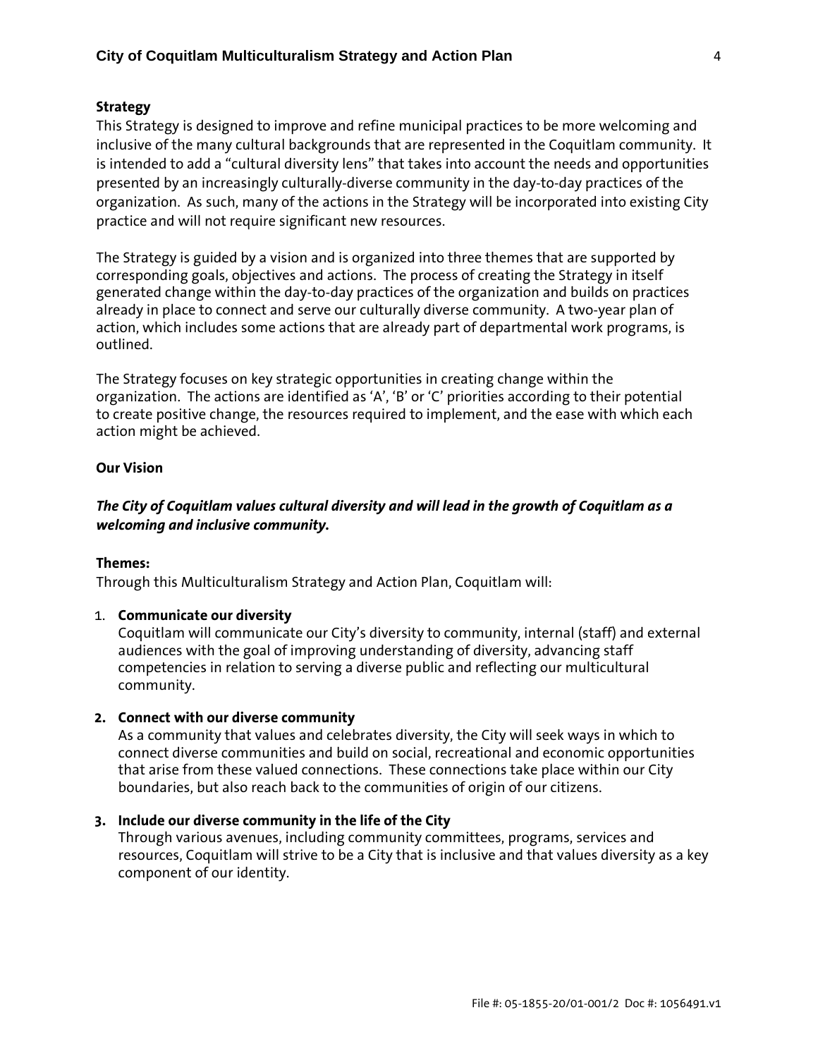**Strategy**

This Strategy is designed to improve and refine municipal practices to be more welcoming and inclusive of the many cultural backgrounds that are represented in the Coquitlam community. It is intended to add a "cultural diversity lens" that takes into account the needs and opportunities presented by an increasingly culturally-diverse community in the day-to-day practices of the organization. As such, many of the actions in the Strategy will be incorporated into existing City practice and will not require significant new resources.

The Strategy is guided by a vision and is organized into three themes that are supported by corresponding goals, objectives and actions. The process of creating the Strategy in itself generated change within the day-to-day practices of the organization and builds on practices already in place to connect and serve our culturally diverse community. A two-year plan of action, which includes some actions that are already part of departmental work programs, is outlined.

The Strategy focuses on key strategic opportunities in creating change within the organization. The actions are identified as 'A', 'B' or 'C' priorities according to their potential to create positive change, the resources required to implement, and the ease with which each action might be achieved.

**Our Vision**

***The City of Coquitlam values cultural diversity and will lead in the growth of Coquitlam as a welcoming and inclusive community.***

**Themes:**

Through this Multiculturalism Strategy and Action Plan, Coquitlam will:

1. **Communicate our diversity**
   Coquitlam will communicate our City's diversity to community, internal (staff) and external audiences with the goal of improving understanding of diversity, advancing staff competencies in relation to serving a diverse public and reflecting our multicultural community.

2. **Connect with our diverse community**
   As a community that values and celebrates diversity, the City will seek ways in which to connect diverse communities and build on social, recreational and economic opportunities that arise from these valued connections. These connections take place within our City boundaries, but also reach back to the communities of origin of our citizens.

3. **Include our diverse community in the life of the City**
   Through various avenues, including community committees, programs, services and resources, Coquitlam will strive to be a City that is inclusive and that values diversity as a key component of our identity.

File #: 05-1855-20/01-001/2 Doc #: 1056491.v1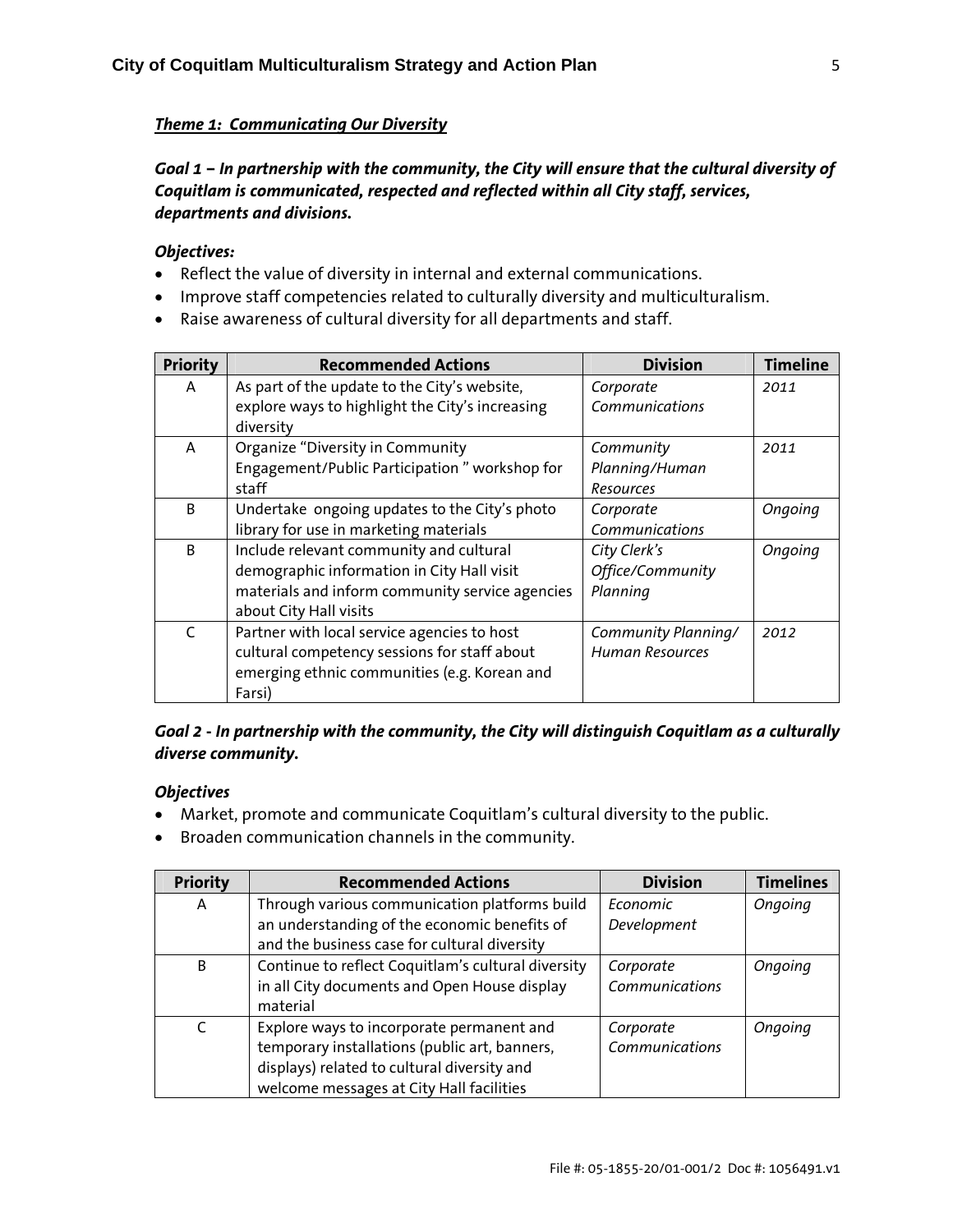***Theme 1: Communicating Our Diversity***

***Goal 1 – In partnership with the community, the City will ensure that the cultural diversity of Coquitlam is communicated, respected and reflected within all City staff, services, departments and divisions.***

***Objectives:***

- Reflect the value of diversity in internal and external communications.
- Improve staff competencies related to culturally diversity and multiculturalism.
- Raise awareness of cultural diversity for all departments and staff.

| Priority | Recommended Actions | Division | Timeline |
|---|---|---|---|
| A | As part of the update to the City's website, explore ways to highlight the City's increasing diversity | *Corporate Communications* | *2011* |
| A | Organize "Diversity in Community Engagement/Public Participation " workshop for staff | *Community Planning/Human Resources* | *2011* |
| B | Undertake ongoing updates to the City's photo library for use in marketing materials | *Corporate Communications* | *Ongoing* |
| B | Include relevant community and cultural demographic information in City Hall visit materials and inform community service agencies about City Hall visits | *City Clerk's Office/Community Planning* | *Ongoing* |
| C | Partner with local service agencies to host cultural competency sessions for staff about emerging ethnic communities (e.g. Korean and Farsi) | *Community Planning/ Human Resources* | *2012* |

***Goal 2 - In partnership with the community, the City will distinguish Coquitlam as a culturally diverse community.***

***Objectives***

- Market, promote and communicate Coquitlam's cultural diversity to the public.
- Broaden communication channels in the community.

| Priority | Recommended Actions | Division | Timelines |
|---|---|---|---|
| A | Through various communication platforms build an understanding of the economic benefits of and the business case for cultural diversity | *Economic Development* | *Ongoing* |
| B | Continue to reflect Coquitlam's cultural diversity in all City documents and Open House display material | *Corporate Communications* | *Ongoing* |
| C | Explore ways to incorporate permanent and temporary installations (public art, banners, displays) related to cultural diversity and welcome messages at City Hall facilities | *Corporate Communications* | *Ongoing* |

File #: 05-1855-20/01-001/2 Doc #: 1056491.v1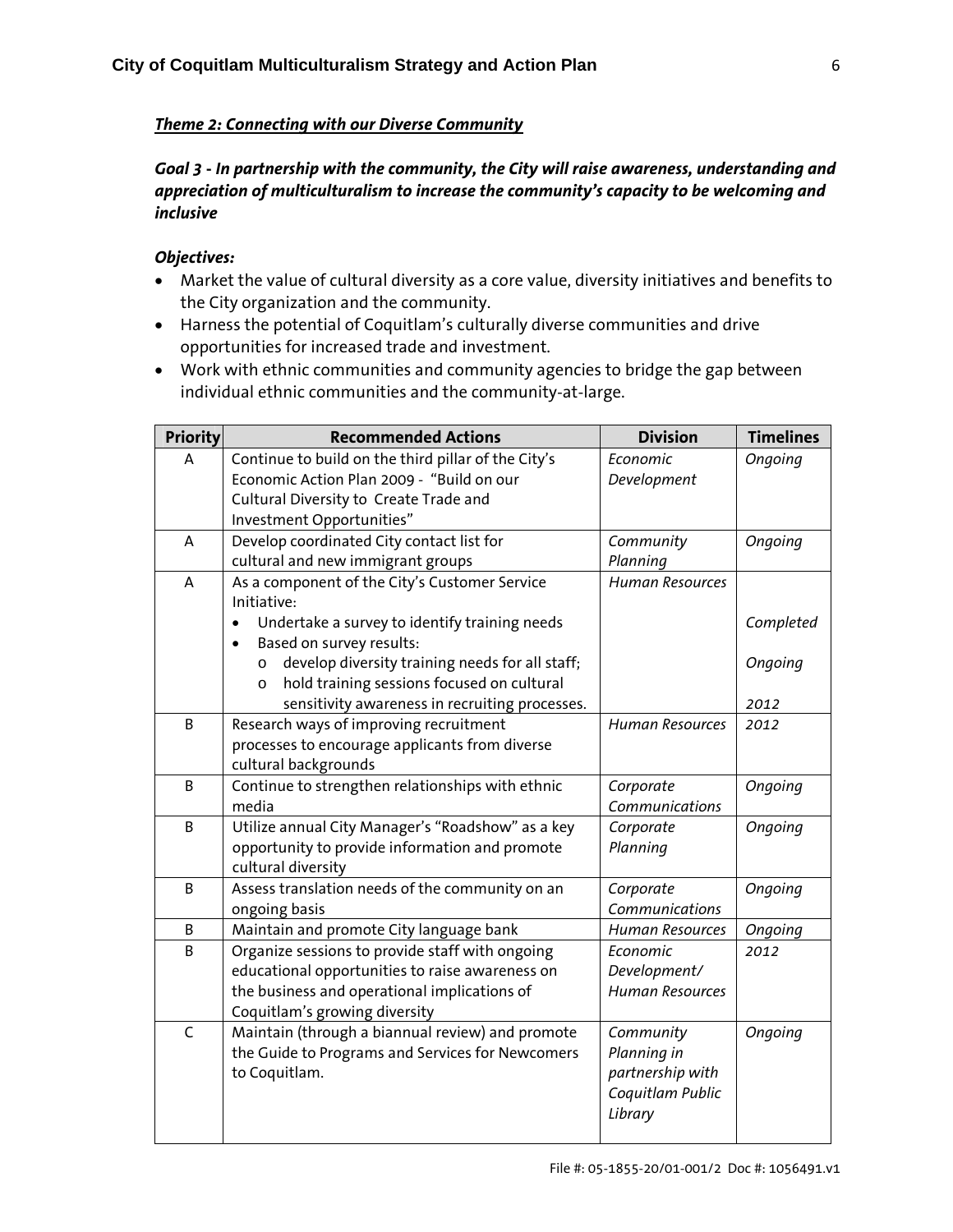***Theme 2: Connecting with our Diverse Community***

***Goal 3 - In partnership with the community, the City will raise awareness, understanding and appreciation of multiculturalism to increase the community's capacity to be welcoming and inclusive***

***Objectives:***

- Market the value of cultural diversity as a core value, diversity initiatives and benefits to the City organization and the community.
- Harness the potential of Coquitlam's culturally diverse communities and drive opportunities for increased trade and investment.
- Work with ethnic communities and community agencies to bridge the gap between individual ethnic communities and the community-at-large.

| Priority | Recommended Actions | Division | Timelines |
|---|---|---|---|
| A | Continue to build on the third pillar of the City's Economic Action Plan 2009 - "Build on our Cultural Diversity to Create Trade and Investment Opportunities" | *Economic Development* | *Ongoing* |
| A | Develop coordinated City contact list for cultural and new immigrant groups | *Community Planning* | *Ongoing* |
| A | As a component of the City's Customer Service Initiative:<br>• Undertake a survey to identify training needs<br>• Based on survey results:<br>o develop diversity training needs for all staff;<br>o hold training sessions focused on cultural sensitivity awareness in recruiting processes. | *Human Resources* | <br><br>*Completed*<br><br>*Ongoing*<br><br>*2012* |
| B | Research ways of improving recruitment processes to encourage applicants from diverse cultural backgrounds | *Human Resources* | *2012* |
| B | Continue to strengthen relationships with ethnic media | *Corporate Communications* | *Ongoing* |
| B | Utilize annual City Manager's "Roadshow" as a key opportunity to provide information and promote cultural diversity | *Corporate Planning* | *Ongoing* |
| B | Assess translation needs of the community on an ongoing basis | *Corporate Communications* | *Ongoing* |
| B | Maintain and promote City language bank | *Human Resources* | *Ongoing* |
| B | Organize sessions to provide staff with ongoing educational opportunities to raise awareness on the business and operational implications of Coquitlam's growing diversity | *Economic Development/ Human Resources* | *2012* |
| C | Maintain (through a biannual review) and promote the Guide to Programs and Services for Newcomers to Coquitlam. | *Community Planning in partnership with Coquitlam Public Library* | *Ongoing* |

File #: 05-1855-20/01-001/2 Doc #: 1056491.v1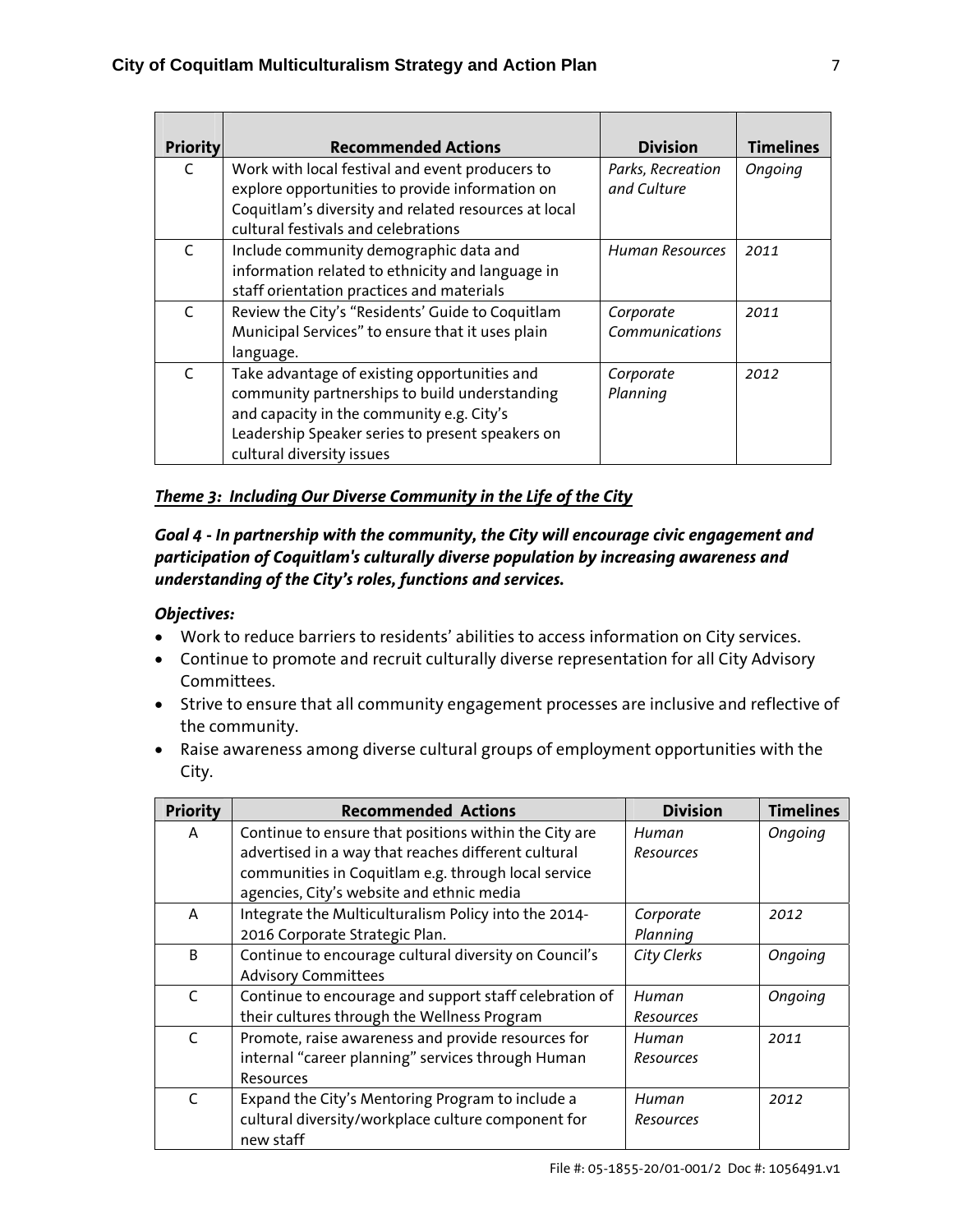| Priority | Recommended Actions | Division | Timelines |
|---|---|---|---|
| C | Work with local festival and event producers to explore opportunities to provide information on Coquitlam's diversity and related resources at local cultural festivals and celebrations | *Parks, Recreation and Culture* | *Ongoing* |
| C | Include community demographic data and information related to ethnicity and language in staff orientation practices and materials | *Human Resources* | *2011* |
| C | Review the City's "Residents' Guide to Coquitlam Municipal Services" to ensure that it uses plain language. | *Corporate Communications* | *2011* |
| C | Take advantage of existing opportunities and community partnerships to build understanding and capacity in the community e.g. City's Leadership Speaker series to present speakers on cultural diversity issues | *Corporate Planning* | *2012* |

***Theme 3: Including Our Diverse Community in the Life of the City***

***Goal 4 - In partnership with the community, the City will encourage civic engagement and participation of Coquitlam's culturally diverse population by increasing awareness and understanding of the City's roles, functions and services.***

***Objectives:***

- Work to reduce barriers to residents' abilities to access information on City services.
- Continue to promote and recruit culturally diverse representation for all City Advisory Committees.
- Strive to ensure that all community engagement processes are inclusive and reflective of the community.
- Raise awareness among diverse cultural groups of employment opportunities with the City.

| Priority | Recommended Actions | Division | Timelines |
|---|---|---|---|
| A | Continue to ensure that positions within the City are advertised in a way that reaches different cultural communities in Coquitlam e.g. through local service agencies, City's website and ethnic media | *Human Resources* | *Ongoing* |
| A | Integrate the Multiculturalism Policy into the 2014-2016 Corporate Strategic Plan. | *Corporate Planning* | *2012* |
| B | Continue to encourage cultural diversity on Council's Advisory Committees | *City Clerks* | *Ongoing* |
| C | Continue to encourage and support staff celebration of their cultures through the Wellness Program | *Human Resources* | *Ongoing* |
| C | Promote, raise awareness and provide resources for internal "career planning" services through Human Resources | *Human Resources* | *2011* |
| C | Expand the City's Mentoring Program to include a cultural diversity/workplace culture component for new staff | *Human Resources* | *2012* |

File #: 05-1855-20/01-001/2 Doc #: 1056491.v1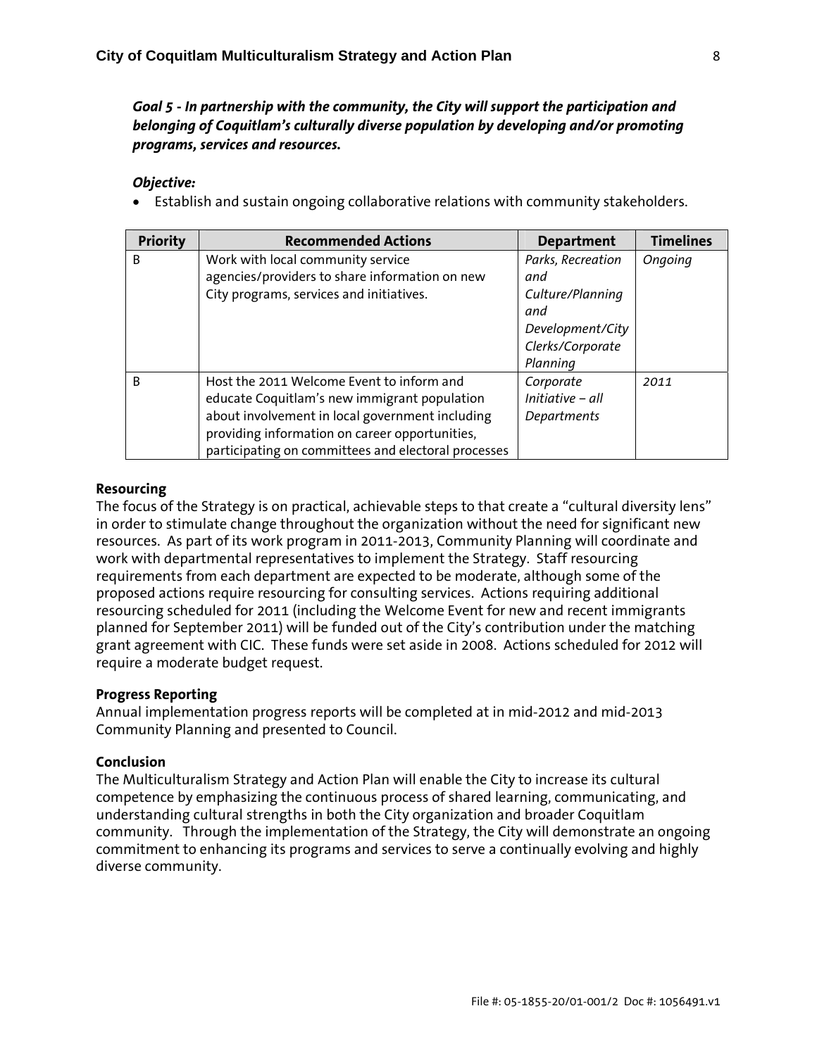***Goal 5 - In partnership with the community, the City will support the participation and belonging of Coquitlam's culturally diverse population by developing and/or promoting programs, services and resources.***

***Objective:***

- Establish and sustain ongoing collaborative relations with community stakeholders.

| Priority | Recommended Actions | Department | Timelines |
|---|---|---|---|
| B | Work with local community service agencies/providers to share information on new City programs, services and initiatives. | *Parks, Recreation and Culture/Planning and Development/City Clerks/Corporate Planning* | *Ongoing* |
| B | Host the 2011 Welcome Event to inform and educate Coquitlam's new immigrant population about involvement in local government including providing information on career opportunities, participating on committees and electoral processes | *Corporate Initiative – all Departments* | *2011* |

**Resourcing**

The focus of the Strategy is on practical, achievable steps to that create a "cultural diversity lens" in order to stimulate change throughout the organization without the need for significant new resources. As part of its work program in 2011-2013, Community Planning will coordinate and work with departmental representatives to implement the Strategy. Staff resourcing requirements from each department are expected to be moderate, although some of the proposed actions require resourcing for consulting services. Actions requiring additional resourcing scheduled for 2011 (including the Welcome Event for new and recent immigrants planned for September 2011) will be funded out of the City's contribution under the matching grant agreement with CIC. These funds were set aside in 2008. Actions scheduled for 2012 will require a moderate budget request.

**Progress Reporting**

Annual implementation progress reports will be completed at in mid-2012 and mid-2013 Community Planning and presented to Council.

**Conclusion**

The Multiculturalism Strategy and Action Plan will enable the City to increase its cultural competence by emphasizing the continuous process of shared learning, communicating, and understanding cultural strengths in both the City organization and broader Coquitlam community. Through the implementation of the Strategy, the City will demonstrate an ongoing commitment to enhancing its programs and services to serve a continually evolving and highly diverse community.